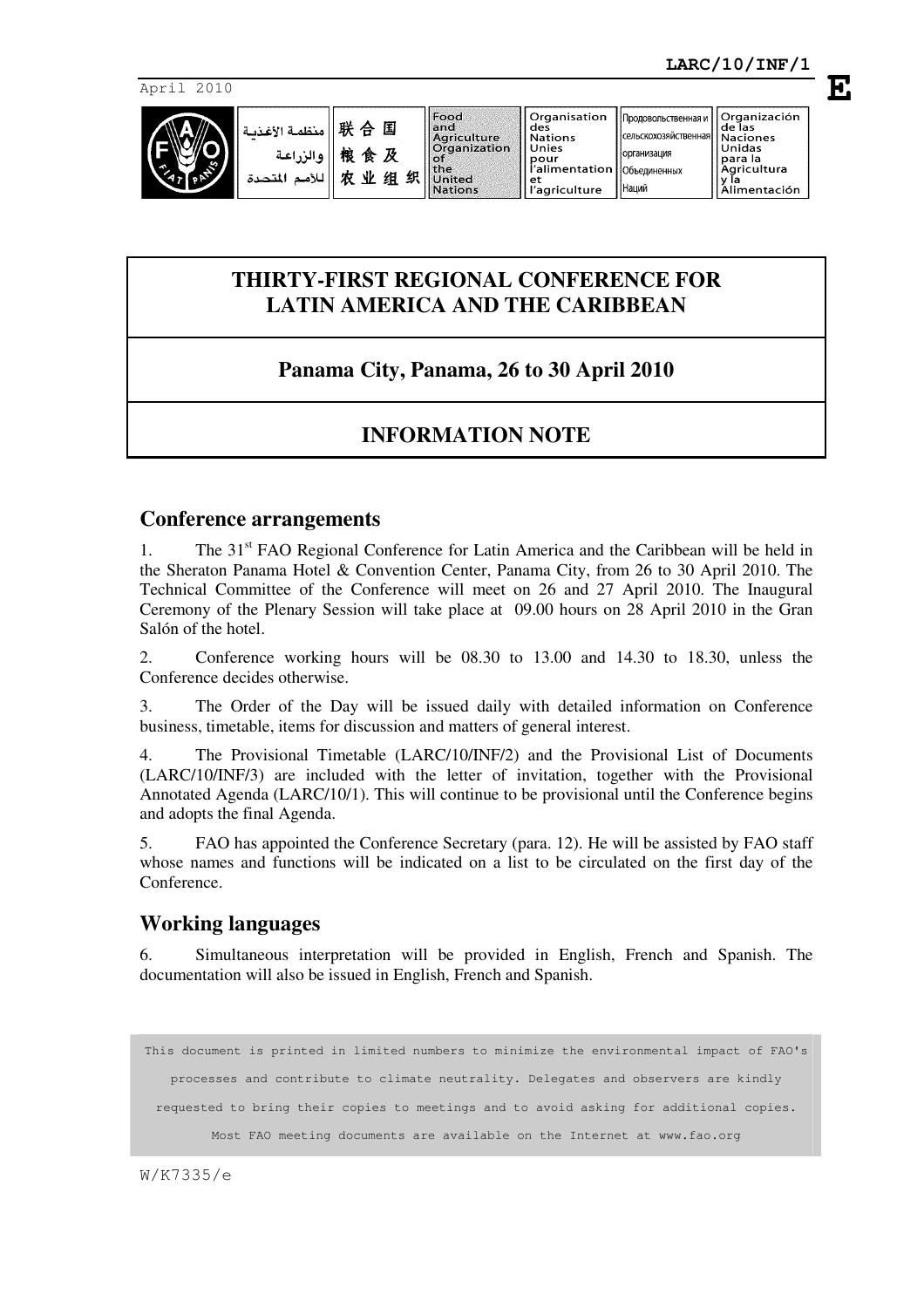LARC/10/INF/1

April 2010

| منظمة الأغذية والزراعة للأمم المتحدة | 联合国粮食及农业组织 | Food and Agriculture Organization of the United Nations | Organisation des Nations Unies pour l'alimentation et l'agriculture | Продовольственная и сельскохозяйственная организация Объединенных Наций | Organización de las Naciones Unidas para la Agricultura y la Alimentación |
| --- | --- | --- | --- | --- | --- |

# THIRTY-FIRST REGIONAL CONFERENCE FOR LATIN AMERICA AND THE CARIBBEAN

## Panama City, Panama, 26 to 30 April 2010

## INFORMATION NOTE

## Conference arrangements

1. The 31st FAO Regional Conference for Latin America and the Caribbean will be held in the Sheraton Panama Hotel & Convention Center, Panama City, from 26 to 30 April 2010. The Technical Committee of the Conference will meet on 26 and 27 April 2010. The Inaugural Ceremony of the Plenary Session will take place at 09.00 hours on 28 April 2010 in the Gran Salón of the hotel.

2. Conference working hours will be 08.30 to 13.00 and 14.30 to 18.30, unless the Conference decides otherwise.

3. The Order of the Day will be issued daily with detailed information on Conference business, timetable, items for discussion and matters of general interest.

4. The Provisional Timetable (LARC/10/INF/2) and the Provisional List of Documents (LARC/10/INF/3) are included with the letter of invitation, together with the Provisional Annotated Agenda (LARC/10/1). This will continue to be provisional until the Conference begins and adopts the final Agenda.

5. FAO has appointed the Conference Secretary (para. 12). He will be assisted by FAO staff whose names and functions will be indicated on a list to be circulated on the first day of the Conference.

## Working languages

6. Simultaneous interpretation will be provided in English, French and Spanish. The documentation will also be issued in English, French and Spanish.

This document is printed in limited numbers to minimize the environmental impact of FAO's processes and contribute to climate neutrality. Delegates and observers are kindly requested to bring their copies to meetings and to avoid asking for additional copies. Most FAO meeting documents are available on the Internet at www.fao.org

W/K7335/e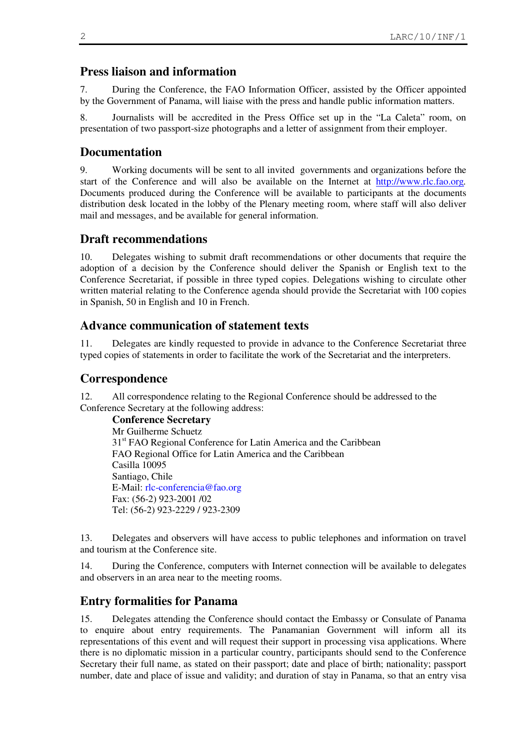## Press liaison and information

7. During the Conference, the FAO Information Officer, assisted by the Officer appointed by the Government of Panama, will liaise with the press and handle public information matters.

8. Journalists will be accredited in the Press Office set up in the "La Caleta" room, on presentation of two passport-size photographs and a letter of assignment from their employer.

## Documentation

9. Working documents will be sent to all invited governments and organizations before the start of the Conference and will also be available on the Internet at http://www.rlc.fao.org. Documents produced during the Conference will be available to participants at the documents distribution desk located in the lobby of the Plenary meeting room, where staff will also deliver mail and messages, and be available for general information.

## Draft recommendations

10. Delegates wishing to submit draft recommendations or other documents that require the adoption of a decision by the Conference should deliver the Spanish or English text to the Conference Secretariat, if possible in three typed copies. Delegations wishing to circulate other written material relating to the Conference agenda should provide the Secretariat with 100 copies in Spanish, 50 in English and 10 in French.

## Advance communication of statement texts

11. Delegates are kindly requested to provide in advance to the Conference Secretariat three typed copies of statements in order to facilitate the work of the Secretariat and the interpreters.

## Correspondence

12. All correspondence relating to the Regional Conference should be addressed to the Conference Secretary at the following address:

**Conference Secretary**
Mr Guilherme Schuetz
31st FAO Regional Conference for Latin America and the Caribbean
FAO Regional Office for Latin America and the Caribbean
Casilla 10095
Santiago, Chile
E-Mail: rlc-conferencia@fao.org
Fax: (56-2) 923-2001 /02
Tel: (56-2) 923-2229 / 923-2309

13. Delegates and observers will have access to public telephones and information on travel and tourism at the Conference site.

14. During the Conference, computers with Internet connection will be available to delegates and observers in an area near to the meeting rooms.

## Entry formalities for Panama

15. Delegates attending the Conference should contact the Embassy or Consulate of Panama to enquire about entry requirements. The Panamanian Government will inform all its representations of this event and will request their support in processing visa applications. Where there is no diplomatic mission in a particular country, participants should send to the Conference Secretary their full name, as stated on their passport; date and place of birth; nationality; passport number, date and place of issue and validity; and duration of stay in Panama, so that an entry visa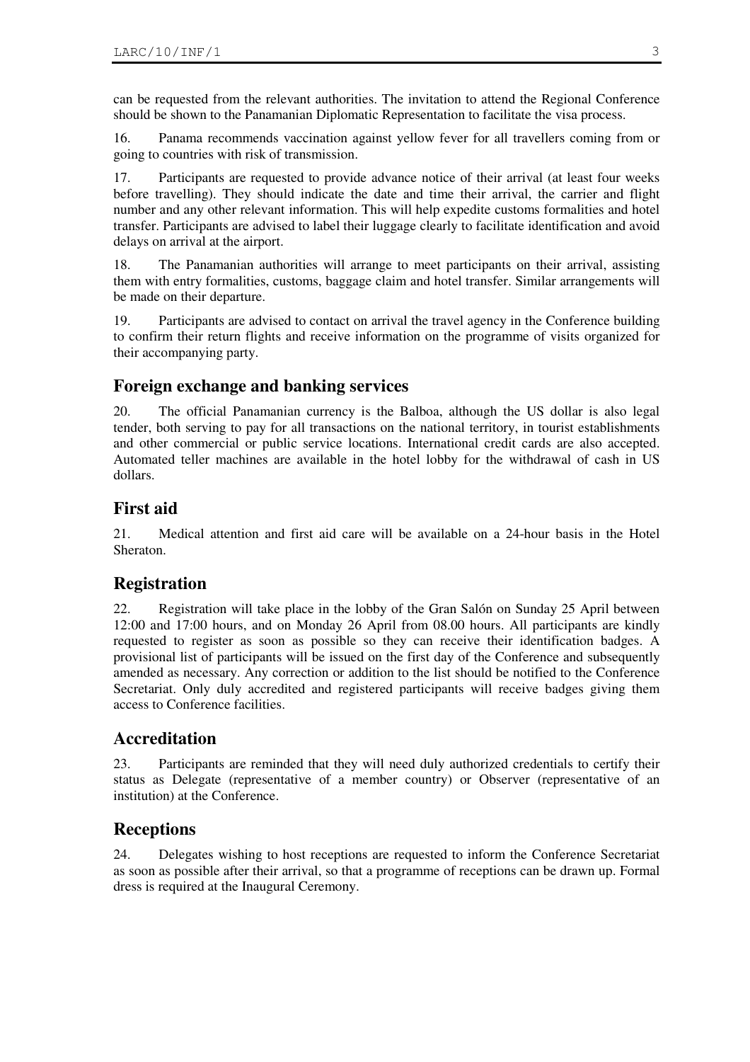can be requested from the relevant authorities. The invitation to attend the Regional Conference should be shown to the Panamanian Diplomatic Representation to facilitate the visa process.

16. Panama recommends vaccination against yellow fever for all travellers coming from or going to countries with risk of transmission.

17. Participants are requested to provide advance notice of their arrival (at least four weeks before travelling). They should indicate the date and time their arrival, the carrier and flight number and any other relevant information. This will help expedite customs formalities and hotel transfer. Participants are advised to label their luggage clearly to facilitate identification and avoid delays on arrival at the airport.

18. The Panamanian authorities will arrange to meet participants on their arrival, assisting them with entry formalities, customs, baggage claim and hotel transfer. Similar arrangements will be made on their departure.

19. Participants are advised to contact on arrival the travel agency in the Conference building to confirm their return flights and receive information on the programme of visits organized for their accompanying party.

## Foreign exchange and banking services

20. The official Panamanian currency is the Balboa, although the US dollar is also legal tender, both serving to pay for all transactions on the national territory, in tourist establishments and other commercial or public service locations. International credit cards are also accepted. Automated teller machines are available in the hotel lobby for the withdrawal of cash in US dollars.

## First aid

21. Medical attention and first aid care will be available on a 24-hour basis in the Hotel Sheraton.

## Registration

22. Registration will take place in the lobby of the Gran Salón on Sunday 25 April between 12:00 and 17:00 hours, and on Monday 26 April from 08.00 hours. All participants are kindly requested to register as soon as possible so they can receive their identification badges. A provisional list of participants will be issued on the first day of the Conference and subsequently amended as necessary. Any correction or addition to the list should be notified to the Conference Secretariat. Only duly accredited and registered participants will receive badges giving them access to Conference facilities.

## Accreditation

23. Participants are reminded that they will need duly authorized credentials to certify their status as Delegate (representative of a member country) or Observer (representative of an institution) at the Conference.

## Receptions

24. Delegates wishing to host receptions are requested to inform the Conference Secretariat as soon as possible after their arrival, so that a programme of receptions can be drawn up. Formal dress is required at the Inaugural Ceremony.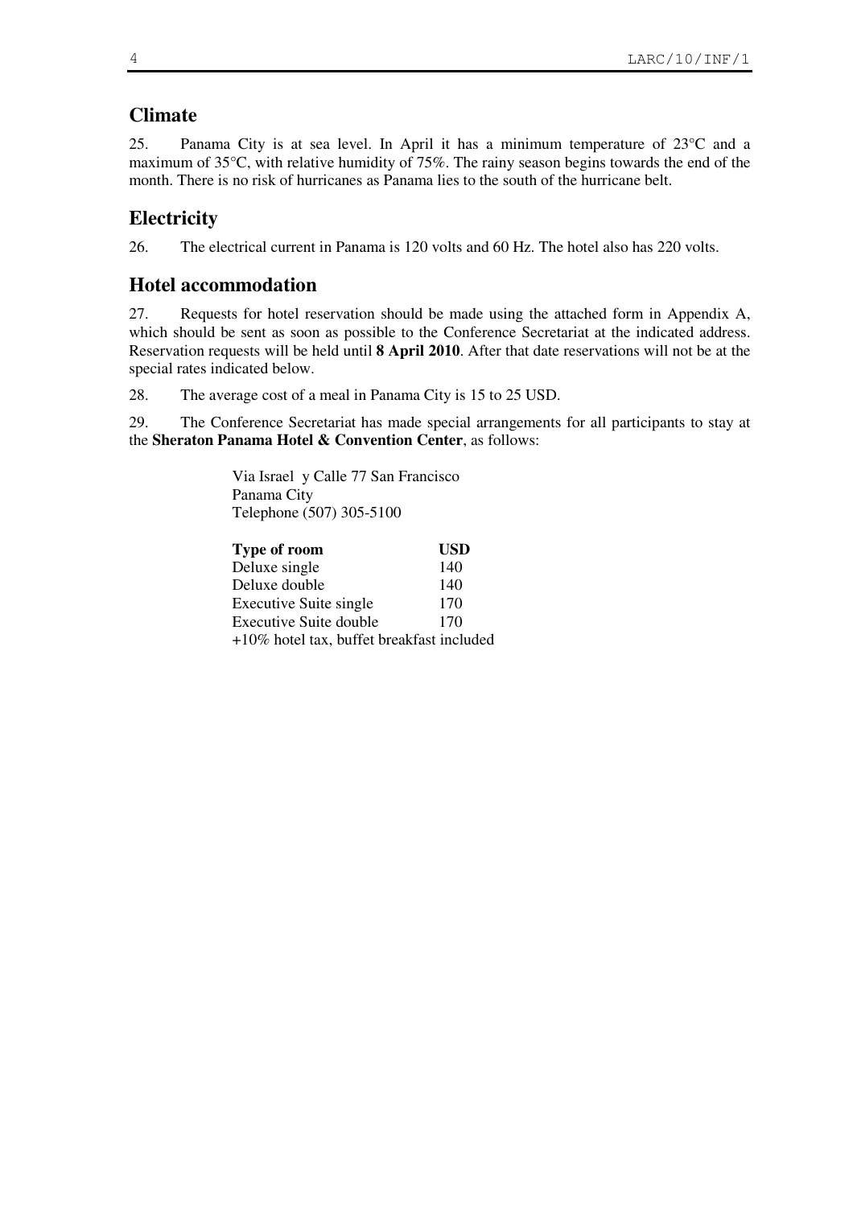## Climate

25. Panama City is at sea level. In April it has a minimum temperature of 23°C and a maximum of 35°C, with relative humidity of 75%. The rainy season begins towards the end of the month. There is no risk of hurricanes as Panama lies to the south of the hurricane belt.

## Electricity

26. The electrical current in Panama is 120 volts and 60 Hz. The hotel also has 220 volts.

## Hotel accommodation

27. Requests for hotel reservation should be made using the attached form in Appendix A, which should be sent as soon as possible to the Conference Secretariat at the indicated address. Reservation requests will be held until **8 April 2010**. After that date reservations will not be at the special rates indicated below.

28. The average cost of a meal in Panama City is 15 to 25 USD.

29. The Conference Secretariat has made special arrangements for all participants to stay at the **Sheraton Panama Hotel & Convention Center**, as follows:

Via Israel y Calle 77 San Francisco
Panama City
Telephone (507) 305-5100

| **Type of room** | **USD** |
|---|---|
| Deluxe single | 140 |
| Deluxe double | 140 |
| Executive Suite single | 170 |
| Executive Suite double | 170 |

+10% hotel tax, buffet breakfast included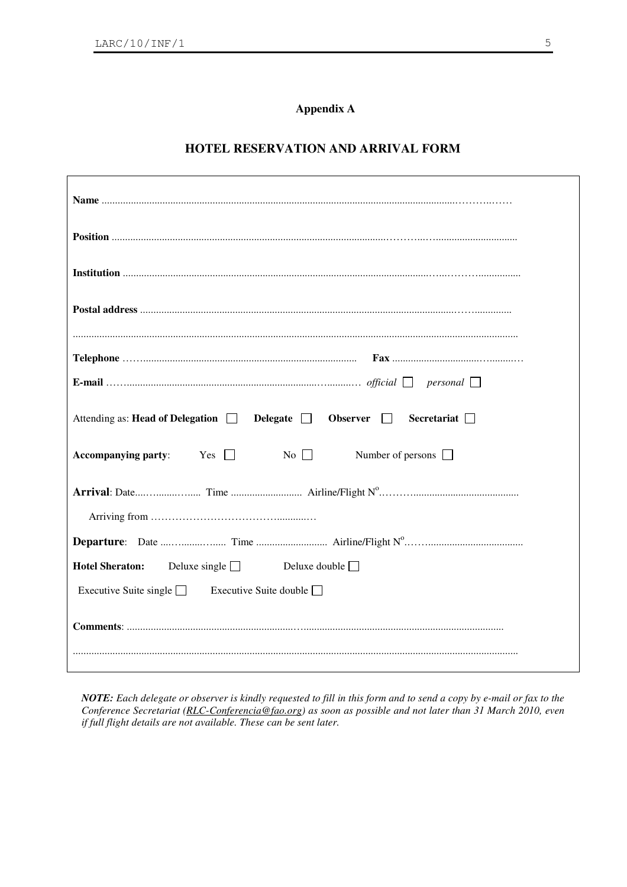## Appendix A

## HOTEL RESERVATION AND ARRIVAL FORM

**Name** ..........................................................................................................................................

**Position** ..........................................................................................................................................

**Institution** ..........................................................................................................................................

**Postal address** ..........................................................................................................................................

..........................................................................................................................................

**Telephone** .......................................................................................... **Fax** ..........................................

**E-mail** .......................................................................................... *official* ☐ *personal* ☐

Attending as: **Head of Delegation** ☐ **Delegate** ☐ **Observer** ☐ **Secretariat** ☐

**Accompanying party**: Yes ☐ No ☐ Number of persons ☐

**Arrival**: Date.................. Time .......................... Airline/Flight N°.............................................

Arriving from ..........................................

**Departure**: Date .................. Time .......................... Airline/Flight N°.............................................

**Hotel Sheraton:** Deluxe single ☐ Deluxe double ☐

Executive Suite single ☐ Executive Suite double ☐

**Comments**: ..........................................................................................................................................

..........................................................................................................................................

***NOTE:*** *Each delegate or observer is kindly requested to fill in this form and to send a copy by e-mail or fax to the Conference Secretariat (RLC-Conferencia@fao.org) as soon as possible and not later than 31 March 2010, even if full flight details are not available. These can be sent later.*